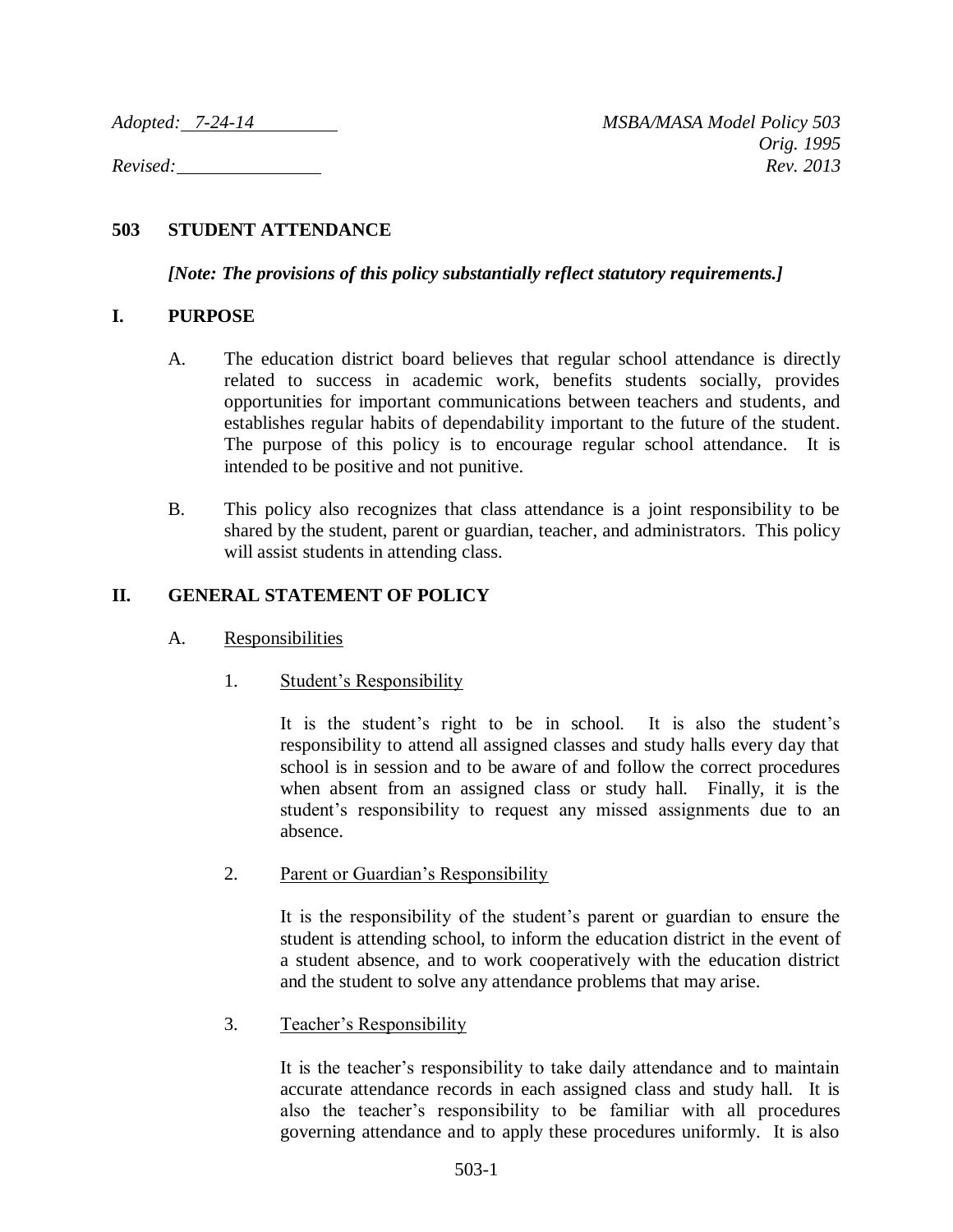*Adopted: 7-24-14* *MSBA/MASA Model Policy 503*
*Orig. 1995*
*Revised:* *Rev. 2013*

# 503 STUDENT ATTENDANCE

***[Note: The provisions of this policy substantially reflect statutory requirements.]***

## I. PURPOSE

A. The education district board believes that regular school attendance is directly related to success in academic work, benefits students socially, provides opportunities for important communications between teachers and students, and establishes regular habits of dependability important to the future of the student. The purpose of this policy is to encourage regular school attendance. It is intended to be positive and not punitive.

B. This policy also recognizes that class attendance is a joint responsibility to be shared by the student, parent or guardian, teacher, and administrators. This policy will assist students in attending class.

## II. GENERAL STATEMENT OF POLICY

A. Responsibilities

1. Student's Responsibility

   It is the student's right to be in school. It is also the student's responsibility to attend all assigned classes and study halls every day that school is in session and to be aware of and follow the correct procedures when absent from an assigned class or study hall. Finally, it is the student's responsibility to request any missed assignments due to an absence.

2. Parent or Guardian's Responsibility

   It is the responsibility of the student's parent or guardian to ensure the student is attending school, to inform the education district in the event of a student absence, and to work cooperatively with the education district and the student to solve any attendance problems that may arise.

3. Teacher's Responsibility

   It is the teacher's responsibility to take daily attendance and to maintain accurate attendance records in each assigned class and study hall. It is also the teacher's responsibility to be familiar with all procedures governing attendance and to apply these procedures uniformly. It is also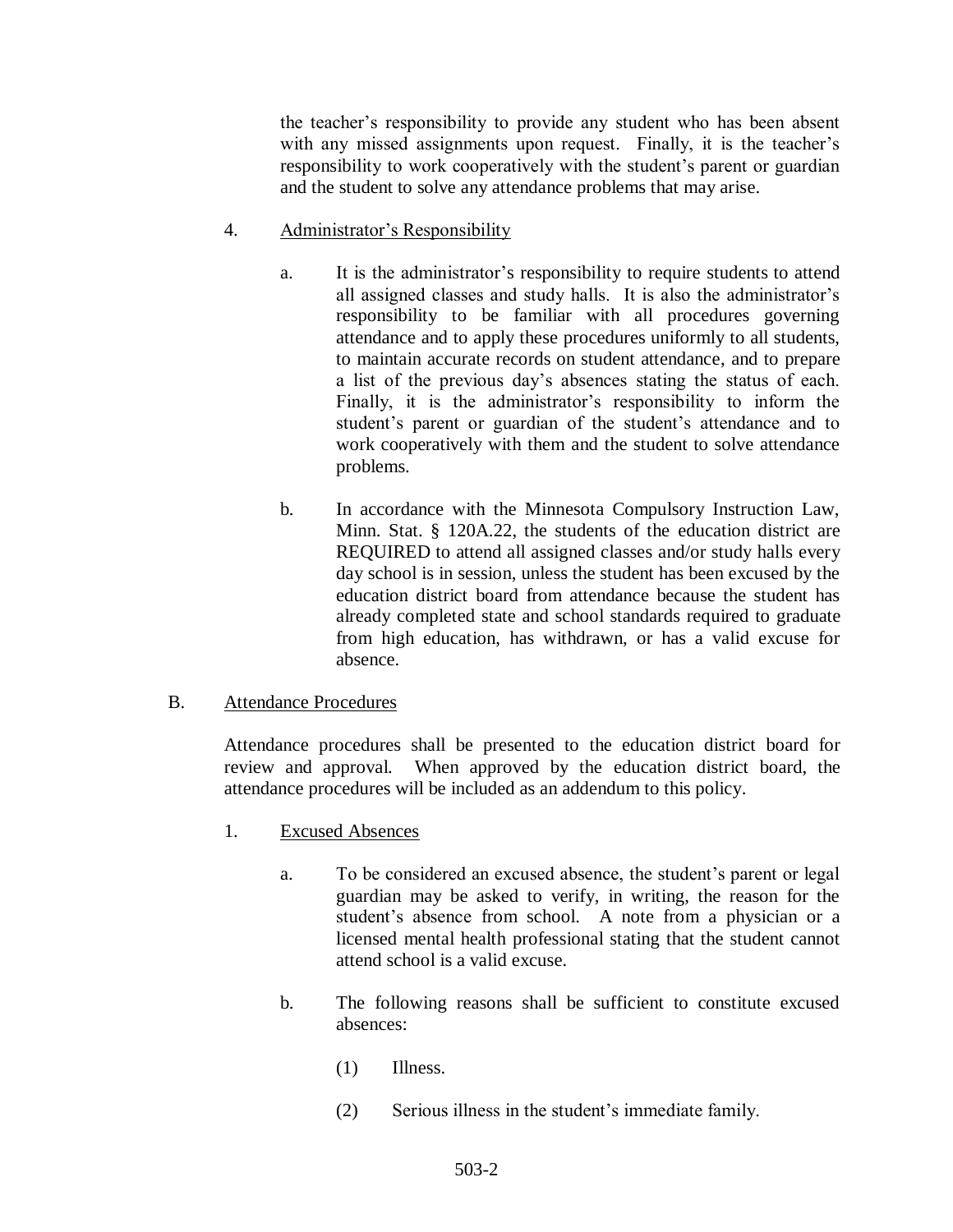the teacher's responsibility to provide any student who has been absent with any missed assignments upon request. Finally, it is the teacher's responsibility to work cooperatively with the student's parent or guardian and the student to solve any attendance problems that may arise.

4. Administrator's Responsibility

   a. It is the administrator's responsibility to require students to attend all assigned classes and study halls. It is also the administrator's responsibility to be familiar with all procedures governing attendance and to apply these procedures uniformly to all students, to maintain accurate records on student attendance, and to prepare a list of the previous day's absences stating the status of each. Finally, it is the administrator's responsibility to inform the student's parent or guardian of the student's attendance and to work cooperatively with them and the student to solve attendance problems.

   b. In accordance with the Minnesota Compulsory Instruction Law, Minn. Stat. § 120A.22, the students of the education district are REQUIRED to attend all assigned classes and/or study halls every day school is in session, unless the student has been excused by the education district board from attendance because the student has already completed state and school standards required to graduate from high education, has withdrawn, or has a valid excuse for absence.

B. Attendance Procedures

Attendance procedures shall be presented to the education district board for review and approval. When approved by the education district board, the attendance procedures will be included as an addendum to this policy.

1. Excused Absences

   a. To be considered an excused absence, the student's parent or legal guardian may be asked to verify, in writing, the reason for the student's absence from school. A note from a physician or a licensed mental health professional stating that the student cannot attend school is a valid excuse.

   b. The following reasons shall be sufficient to constitute excused absences:

      (1) Illness.

      (2) Serious illness in the student's immediate family.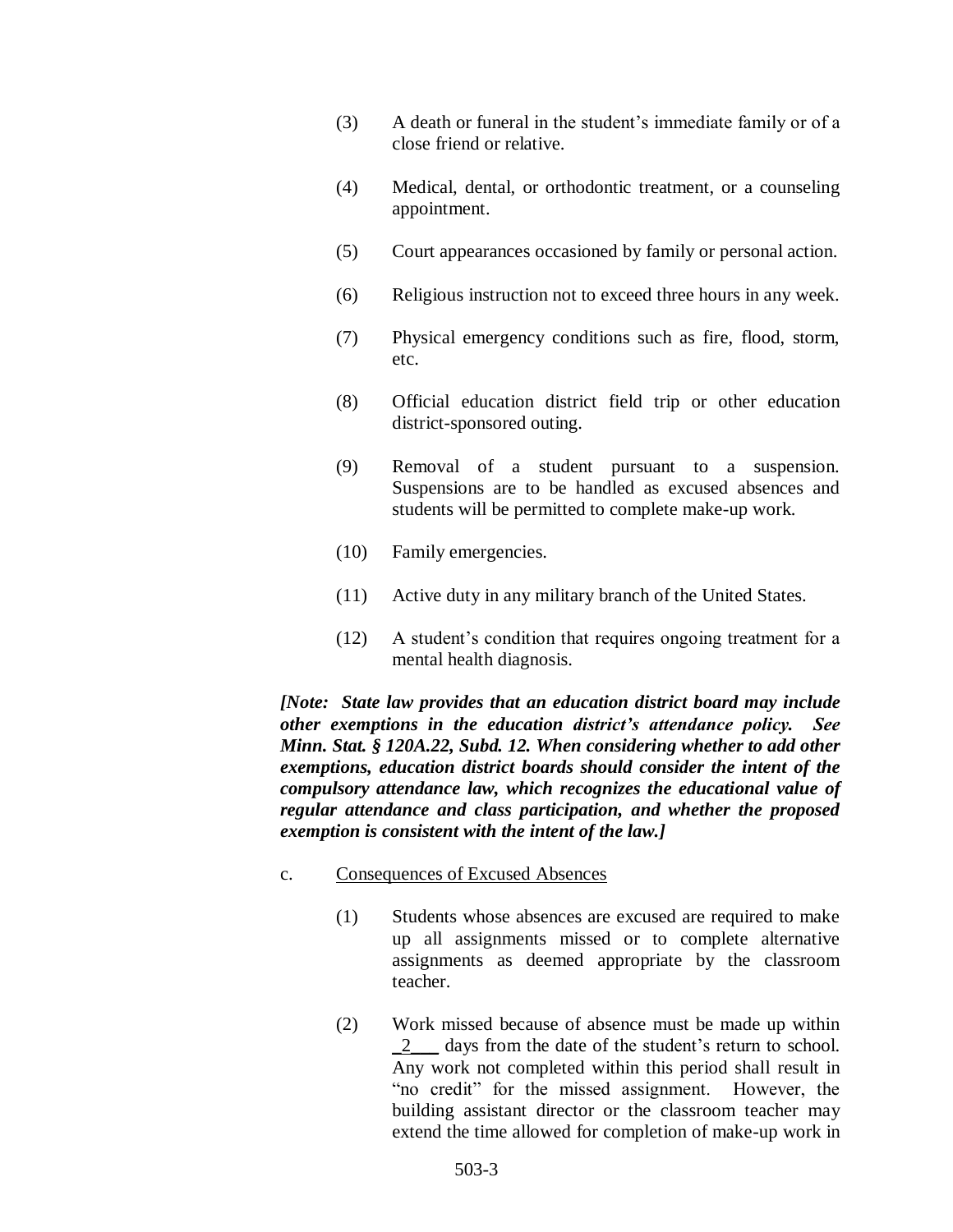(3) A death or funeral in the student's immediate family or of a close friend or relative.

(4) Medical, dental, or orthodontic treatment, or a counseling appointment.

(5) Court appearances occasioned by family or personal action.

(6) Religious instruction not to exceed three hours in any week.

(7) Physical emergency conditions such as fire, flood, storm, etc.

(8) Official education district field trip or other education district-sponsored outing.

(9) Removal of a student pursuant to a suspension. Suspensions are to be handled as excused absences and students will be permitted to complete make-up work.

(10) Family emergencies.

(11) Active duty in any military branch of the United States.

(12) A student's condition that requires ongoing treatment for a mental health diagnosis.

***[Note: State law provides that an education district board may include other exemptions in the education district's attendance policy. See Minn. Stat. § 120A.22, Subd. 12. When considering whether to add other exemptions, education district boards should consider the intent of the compulsory attendance law, which recognizes the educational value of regular attendance and class participation, and whether the proposed exemption is consistent with the intent of the law.]***

c. Consequences of Excused Absences

(1) Students whose absences are excused are required to make up all assignments missed or to complete alternative assignments as deemed appropriate by the classroom teacher.

(2) Work missed because of absence must be made up within _2___ days from the date of the student's return to school. Any work not completed within this period shall result in "no credit" for the missed assignment. However, the building assistant director or the classroom teacher may extend the time allowed for completion of make-up work in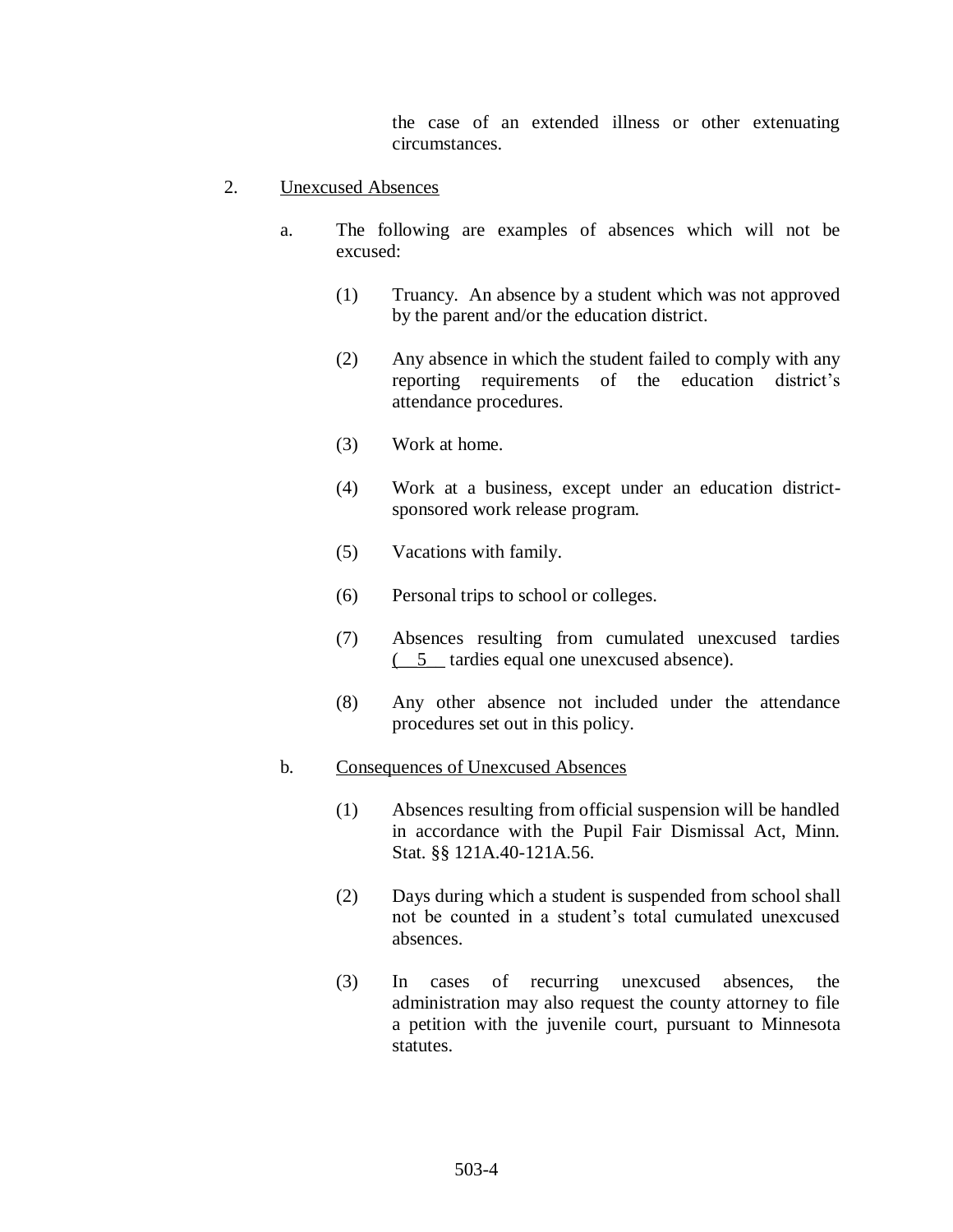the case of an extended illness or other extenuating circumstances.

2. Unexcused Absences

   a. The following are examples of absences which will not be excused:

      (1) Truancy. An absence by a student which was not approved by the parent and/or the education district.

      (2) Any absence in which the student failed to comply with any reporting requirements of the education district's attendance procedures.

      (3) Work at home.

      (4) Work at a business, except under an education district-sponsored work release program.

      (5) Vacations with family.

      (6) Personal trips to school or colleges.

      (7) Absences resulting from cumulated unexcused tardies ( 5 tardies equal one unexcused absence).

      (8) Any other absence not included under the attendance procedures set out in this policy.

   b. Consequences of Unexcused Absences

      (1) Absences resulting from official suspension will be handled in accordance with the Pupil Fair Dismissal Act, Minn. Stat. §§ 121A.40-121A.56.

      (2) Days during which a student is suspended from school shall not be counted in a student's total cumulated unexcused absences.

      (3) In cases of recurring unexcused absences, the administration may also request the county attorney to file a petition with the juvenile court, pursuant to Minnesota statutes.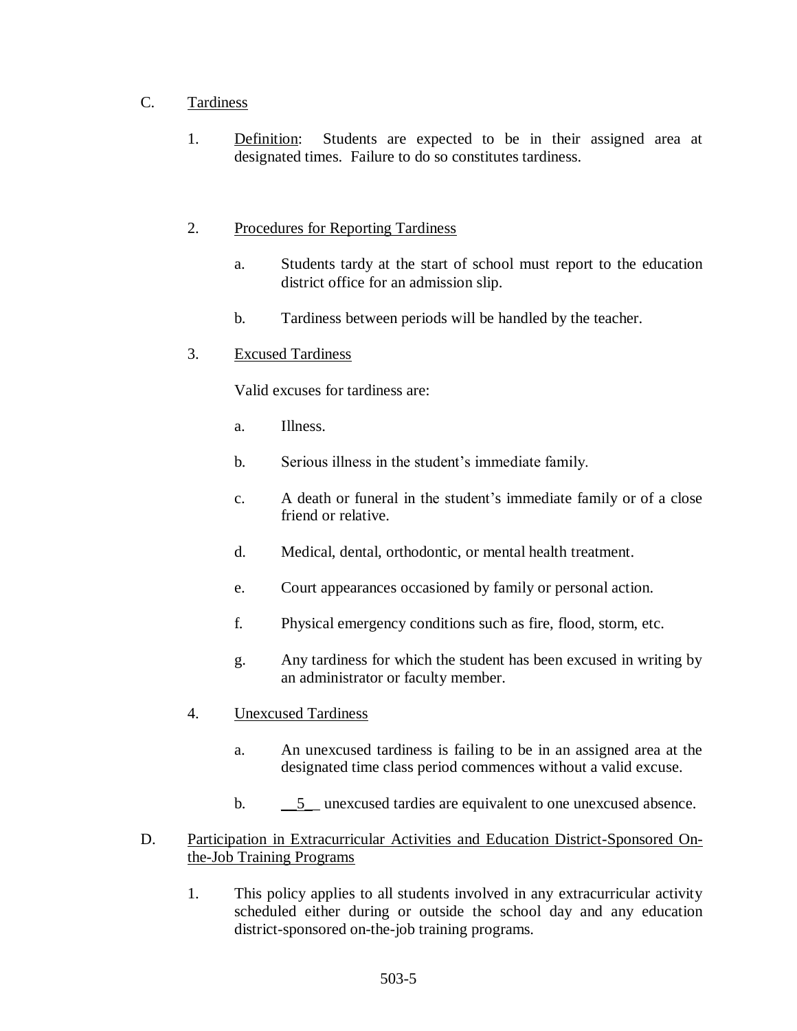C. <u>Tardiness</u>

1. <u>Definition</u>: Students are expected to be in their assigned area at designated times. Failure to do so constitutes tardiness.

2. <u>Procedures for Reporting Tardiness</u>

   a. Students tardy at the start of school must report to the education district office for an admission slip.

   b. Tardiness between periods will be handled by the teacher.

3. <u>Excused Tardiness</u>

   Valid excuses for tardiness are:

   a. Illness.

   b. Serious illness in the student's immediate family.

   c. A death or funeral in the student's immediate family or of a close friend or relative.

   d. Medical, dental, orthodontic, or mental health treatment.

   e. Court appearances occasioned by family or personal action.

   f. Physical emergency conditions such as fire, flood, storm, etc.

   g. Any tardiness for which the student has been excused in writing by an administrator or faculty member.

4. <u>Unexcused Tardiness</u>

   a. An unexcused tardiness is failing to be in an assigned area at the designated time class period commences without a valid excuse.

   b. __5_ unexcused tardies are equivalent to one unexcused absence.

D. <u>Participation in Extracurricular Activities and Education District-Sponsored On-the-Job Training Programs</u>

1. This policy applies to all students involved in any extracurricular activity scheduled either during or outside the school day and any education district-sponsored on-the-job training programs.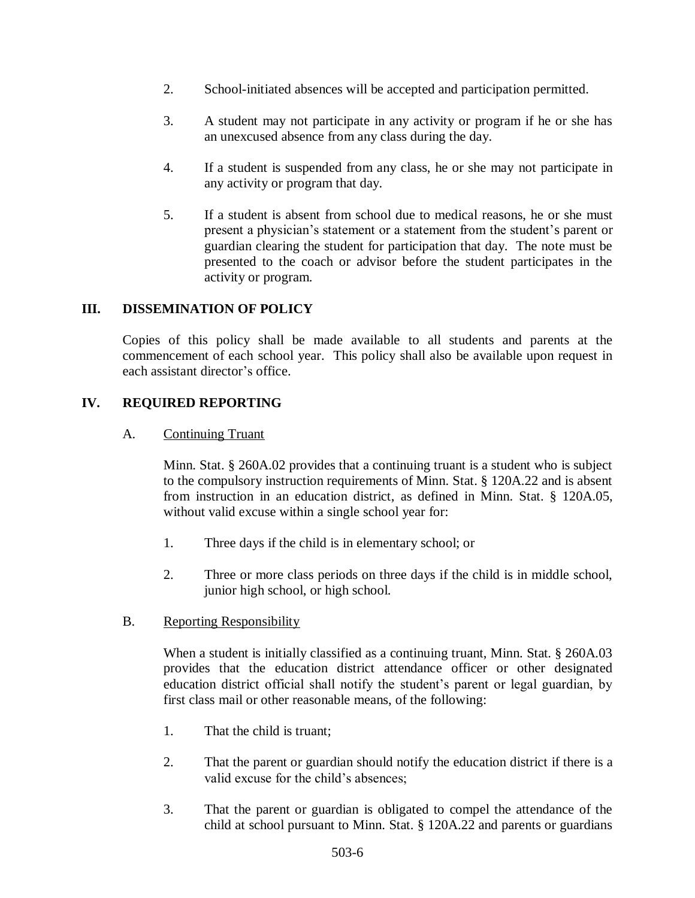2. School-initiated absences will be accepted and participation permitted.

3. A student may not participate in any activity or program if he or she has an unexcused absence from any class during the day.

4. If a student is suspended from any class, he or she may not participate in any activity or program that day.

5. If a student is absent from school due to medical reasons, he or she must present a physician's statement or a statement from the student's parent or guardian clearing the student for participation that day. The note must be presented to the coach or advisor before the student participates in the activity or program.

## III. DISSEMINATION OF POLICY

Copies of this policy shall be made available to all students and parents at the commencement of each school year. This policy shall also be available upon request in each assistant director's office.

## IV. REQUIRED REPORTING

### A. <u>Continuing Truant</u>

Minn. Stat. § 260A.02 provides that a continuing truant is a student who is subject to the compulsory instruction requirements of Minn. Stat. § 120A.22 and is absent from instruction in an education district, as defined in Minn. Stat. § 120A.05, without valid excuse within a single school year for:

1. Three days if the child is in elementary school; or

2. Three or more class periods on three days if the child is in middle school, junior high school, or high school.

### B. <u>Reporting Responsibility</u>

When a student is initially classified as a continuing truant, Minn. Stat. § 260A.03 provides that the education district attendance officer or other designated education district official shall notify the student's parent or legal guardian, by first class mail or other reasonable means, of the following:

1. That the child is truant;

2. That the parent or guardian should notify the education district if there is a valid excuse for the child's absences;

3. That the parent or guardian is obligated to compel the attendance of the child at school pursuant to Minn. Stat. § 120A.22 and parents or guardians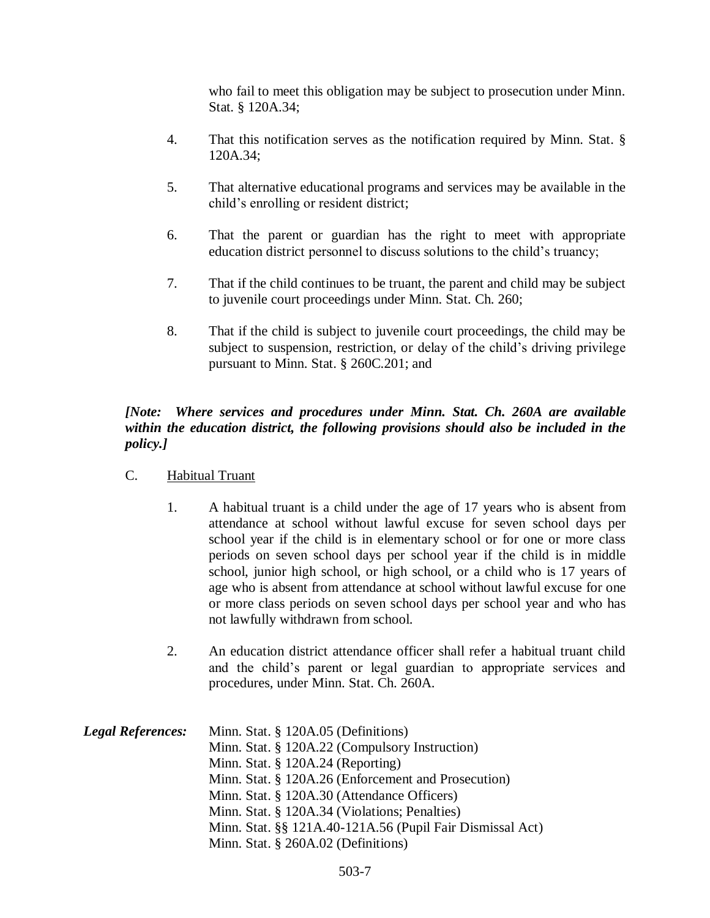who fail to meet this obligation may be subject to prosecution under Minn. Stat. § 120A.34;

4. That this notification serves as the notification required by Minn. Stat. § 120A.34;

5. That alternative educational programs and services may be available in the child's enrolling or resident district;

6. That the parent or guardian has the right to meet with appropriate education district personnel to discuss solutions to the child's truancy;

7. That if the child continues to be truant, the parent and child may be subject to juvenile court proceedings under Minn. Stat. Ch. 260;

8. That if the child is subject to juvenile court proceedings, the child may be subject to suspension, restriction, or delay of the child's driving privilege pursuant to Minn. Stat. § 260C.201; and

***[Note: Where services and procedures under Minn. Stat. Ch. 260A are available within the education district, the following provisions should also be included in the policy.]***

C. Habitual Truant

1. A habitual truant is a child under the age of 17 years who is absent from attendance at school without lawful excuse for seven school days per school year if the child is in elementary school or for one or more class periods on seven school days per school year if the child is in middle school, junior high school, or high school, or a child who is 17 years of age who is absent from attendance at school without lawful excuse for one or more class periods on seven school days per school year and who has not lawfully withdrawn from school.

2. An education district attendance officer shall refer a habitual truant child and the child's parent or legal guardian to appropriate services and procedures, under Minn. Stat. Ch. 260A.

***Legal References:***
Minn. Stat. § 120A.05 (Definitions)
Minn. Stat. § 120A.22 (Compulsory Instruction)
Minn. Stat. § 120A.24 (Reporting)
Minn. Stat. § 120A.26 (Enforcement and Prosecution)
Minn. Stat. § 120A.30 (Attendance Officers)
Minn. Stat. § 120A.34 (Violations; Penalties)
Minn. Stat. §§ 121A.40-121A.56 (Pupil Fair Dismissal Act)
Minn. Stat. § 260A.02 (Definitions)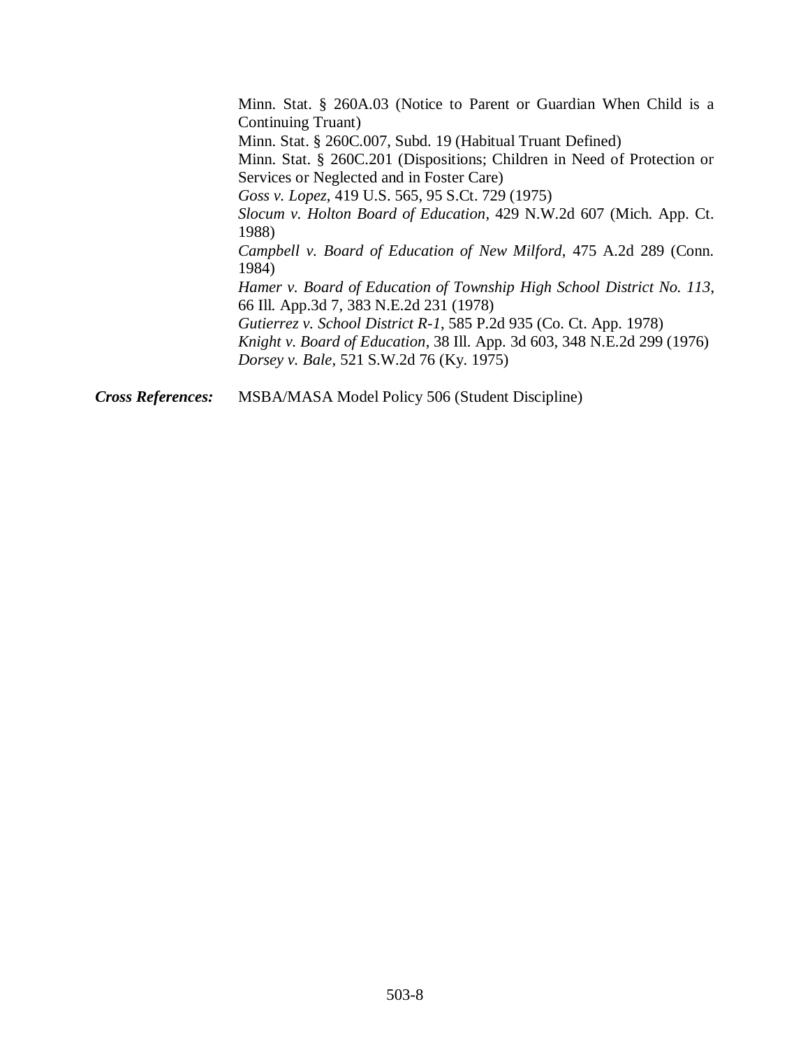Minn. Stat. § 260A.03 (Notice to Parent or Guardian When Child is a Continuing Truant)
Minn. Stat. § 260C.007, Subd. 19 (Habitual Truant Defined)
Minn. Stat. § 260C.201 (Dispositions; Children in Need of Protection or Services or Neglected and in Foster Care)
*Goss v. Lopez*, 419 U.S. 565, 95 S.Ct. 729 (1975)
*Slocum v. Holton Board of Education*, 429 N.W.2d 607 (Mich. App. Ct. 1988)
*Campbell v. Board of Education of New Milford*, 475 A.2d 289 (Conn. 1984)
*Hamer v. Board of Education of Township High School District No. 113*, 66 Ill. App.3d 7, 383 N.E.2d 231 (1978)
*Gutierrez v. School District R-1*, 585 P.2d 935 (Co. Ct. App. 1978)
*Knight v. Board of Education*, 38 Ill. App. 3d 603, 348 N.E.2d 299 (1976)
*Dorsey v. Bale*, 521 S.W.2d 76 (Ky. 1975)

***Cross References:*** MSBA/MASA Model Policy 506 (Student Discipline)